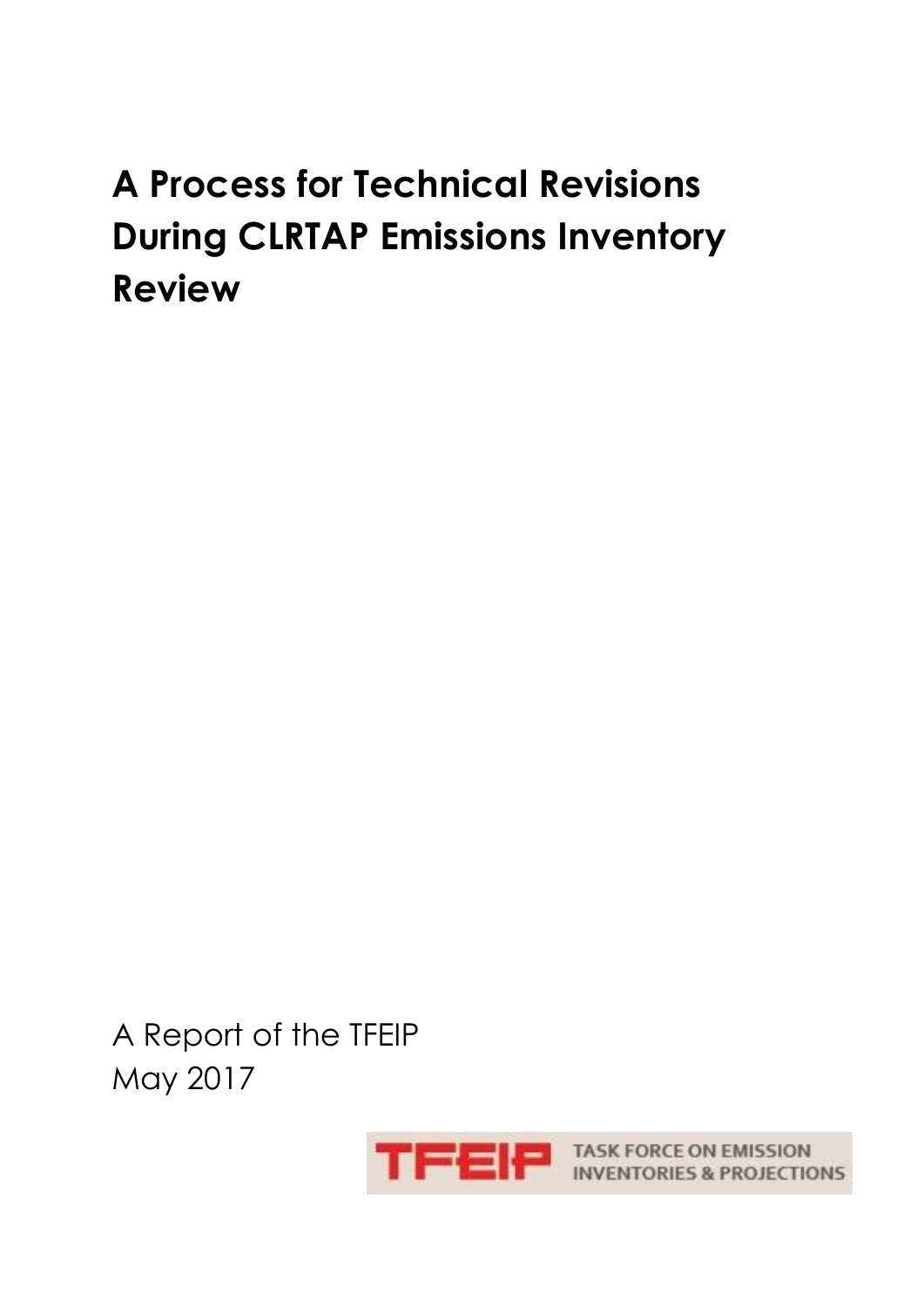# A Process for Technical Revisions During CLRTAP Emissions Inventory Review

A Report of the TFEIP
May 2017

TFEIP TASK FORCE ON EMISSION INVENTORIES & PROJECTIONS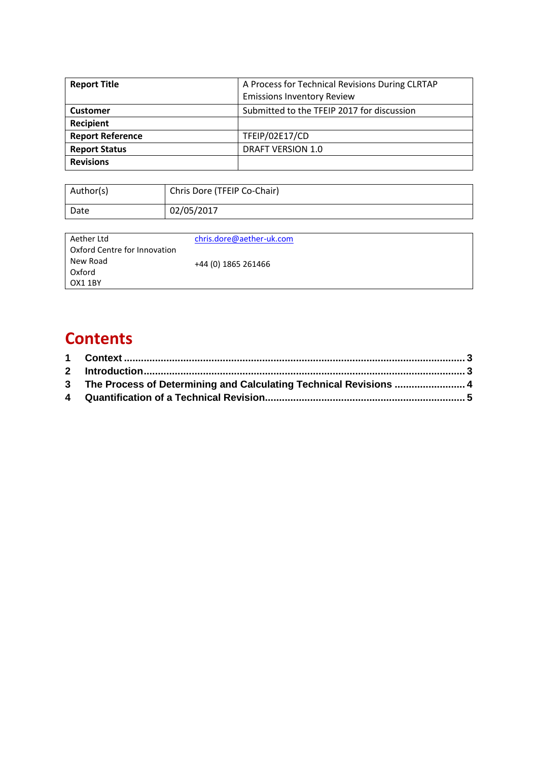| Report Title | A Process for Technical Revisions During CLRTAP Emissions Inventory Review |
|---|---|
| **Customer** | Submitted to the TFEIP 2017 for discussion |
| **Recipient** | |
| **Report Reference** | TFEIP/02E17/CD |
| **Report Status** | DRAFT VERSION 1.0 |
| **Revisions** | |

| Author(s) | Chris Dore (TFEIP Co-Chair) |
|---|---|
| Date | 02/05/2017 |

| Aether Ltd<br>Oxford Centre for Innovation<br>New Road<br>Oxford<br>OX1 1BY | chris.dore@aether-uk.com<br><br>+44 (0) 1865 261466 |
|---|---|

# Contents

1 Context ........................................................................................................................ 3
2 Introduction.................................................................................................................. 3
3 The Process of Determining and Calculating Technical Revisions ........................ 4
4 Quantification of a Technical Revision..................................................................... 5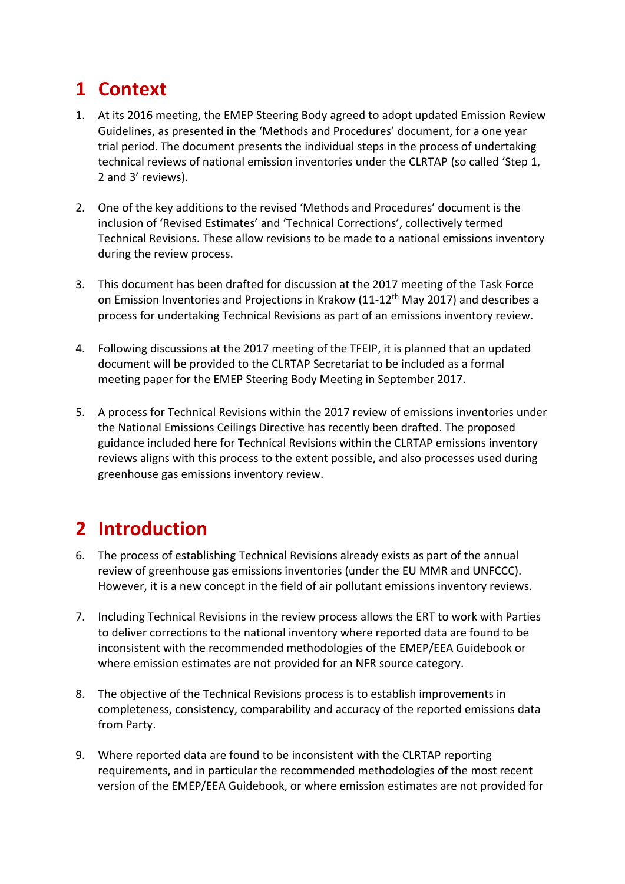# 1 Context

1. At its 2016 meeting, the EMEP Steering Body agreed to adopt updated Emission Review Guidelines, as presented in the 'Methods and Procedures' document, for a one year trial period. The document presents the individual steps in the process of undertaking technical reviews of national emission inventories under the CLRTAP (so called 'Step 1, 2 and 3' reviews).

2. One of the key additions to the revised 'Methods and Procedures' document is the inclusion of 'Revised Estimates' and 'Technical Corrections', collectively termed Technical Revisions. These allow revisions to be made to a national emissions inventory during the review process.

3. This document has been drafted for discussion at the 2017 meeting of the Task Force on Emission Inventories and Projections in Krakow (11-12th May 2017) and describes a process for undertaking Technical Revisions as part of an emissions inventory review.

4. Following discussions at the 2017 meeting of the TFEIP, it is planned that an updated document will be provided to the CLRTAP Secretariat to be included as a formal meeting paper for the EMEP Steering Body Meeting in September 2017.

5. A process for Technical Revisions within the 2017 review of emissions inventories under the National Emissions Ceilings Directive has recently been drafted. The proposed guidance included here for Technical Revisions within the CLRTAP emissions inventory reviews aligns with this process to the extent possible, and also processes used during greenhouse gas emissions inventory review.

# 2 Introduction

6. The process of establishing Technical Revisions already exists as part of the annual review of greenhouse gas emissions inventories (under the EU MMR and UNFCCC). However, it is a new concept in the field of air pollutant emissions inventory reviews.

7. Including Technical Revisions in the review process allows the ERT to work with Parties to deliver corrections to the national inventory where reported data are found to be inconsistent with the recommended methodologies of the EMEP/EEA Guidebook or where emission estimates are not provided for an NFR source category.

8. The objective of the Technical Revisions process is to establish improvements in completeness, consistency, comparability and accuracy of the reported emissions data from Party.

9. Where reported data are found to be inconsistent with the CLRTAP reporting requirements, and in particular the recommended methodologies of the most recent version of the EMEP/EEA Guidebook, or where emission estimates are not provided for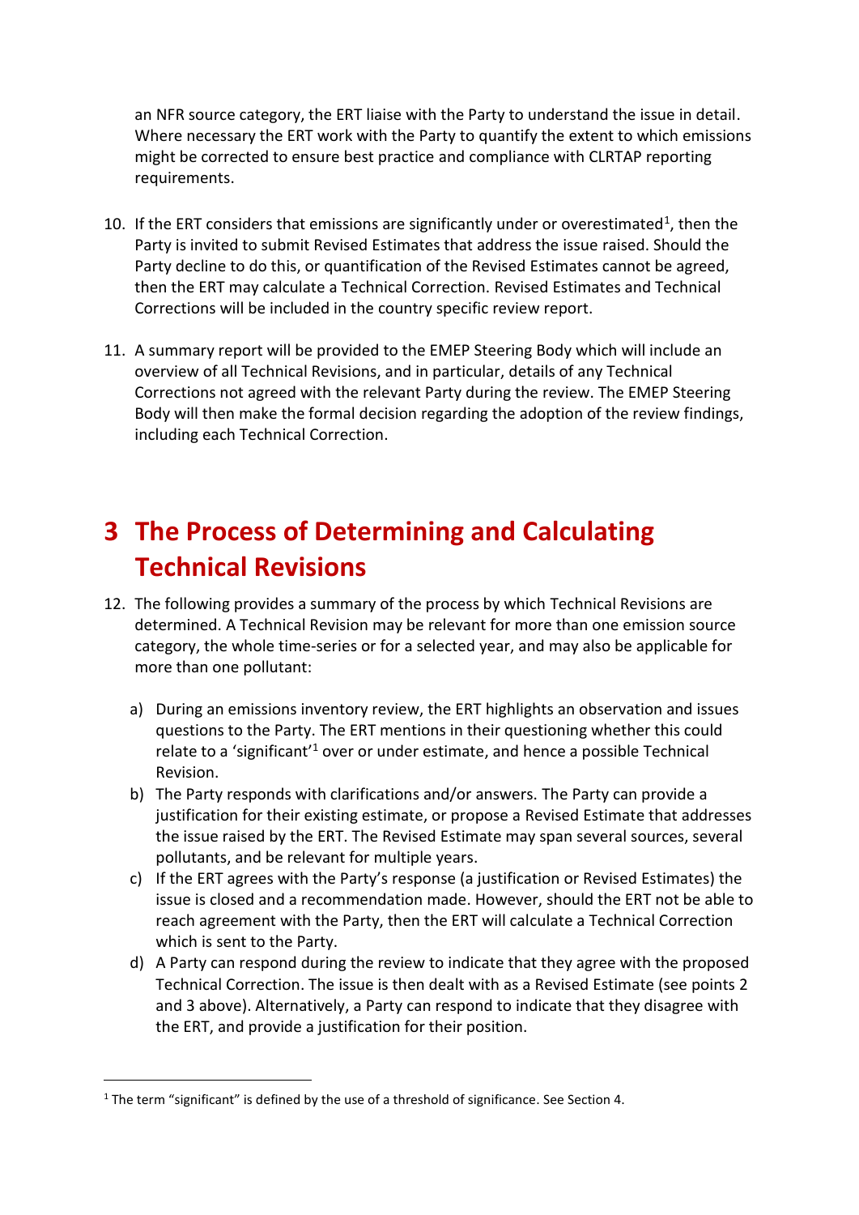an NFR source category, the ERT liaise with the Party to understand the issue in detail. Where necessary the ERT work with the Party to quantify the extent to which emissions might be corrected to ensure best practice and compliance with CLRTAP reporting requirements.

10. If the ERT considers that emissions are significantly under or overestimated[1], then the Party is invited to submit Revised Estimates that address the issue raised. Should the Party decline to do this, or quantification of the Revised Estimates cannot be agreed, then the ERT may calculate a Technical Correction. Revised Estimates and Technical Corrections will be included in the country specific review report.

11. A summary report will be provided to the EMEP Steering Body which will include an overview of all Technical Revisions, and in particular, details of any Technical Corrections not agreed with the relevant Party during the review. The EMEP Steering Body will then make the formal decision regarding the adoption of the review findings, including each Technical Correction.

# 3 The Process of Determining and Calculating Technical Revisions

12. The following provides a summary of the process by which Technical Revisions are determined. A Technical Revision may be relevant for more than one emission source category, the whole time-series or for a selected year, and may also be applicable for more than one pollutant:

    a) During an emissions inventory review, the ERT highlights an observation and issues questions to the Party. The ERT mentions in their questioning whether this could relate to a 'significant'[1] over or under estimate, and hence a possible Technical Revision.
    b) The Party responds with clarifications and/or answers. The Party can provide a justification for their existing estimate, or propose a Revised Estimate that addresses the issue raised by the ERT. The Revised Estimate may span several sources, several pollutants, and be relevant for multiple years.
    c) If the ERT agrees with the Party's response (a justification or Revised Estimates) the issue is closed and a recommendation made. However, should the ERT not be able to reach agreement with the Party, then the ERT will calculate a Technical Correction which is sent to the Party.
    d) A Party can respond during the review to indicate that they agree with the proposed Technical Correction. The issue is then dealt with as a Revised Estimate (see points 2 and 3 above). Alternatively, a Party can respond to indicate that they disagree with the ERT, and provide a justification for their position.

---

[1] The term "significant" is defined by the use of a threshold of significance. See Section 4.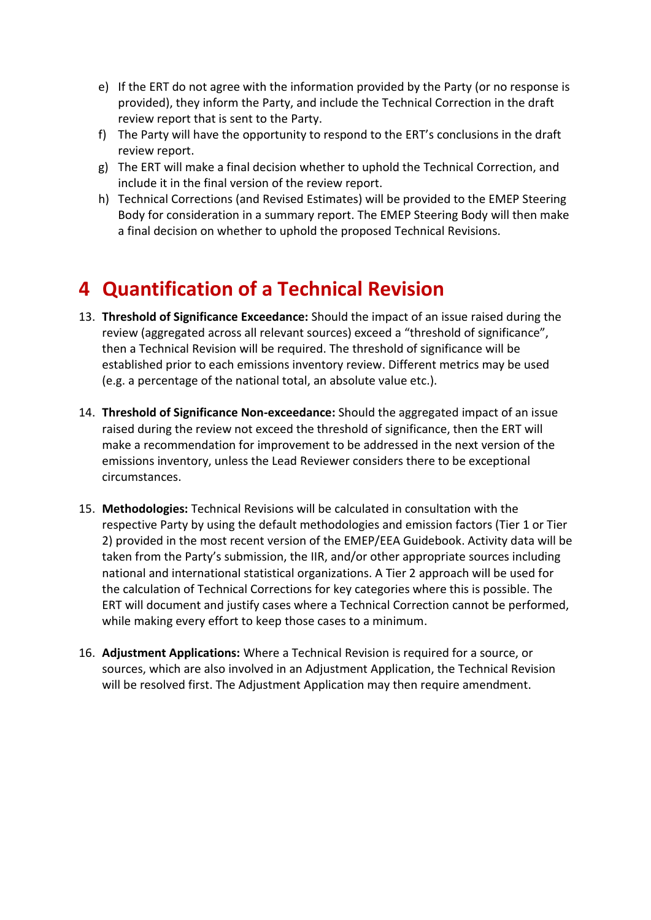e) If the ERT do not agree with the information provided by the Party (or no response is provided), they inform the Party, and include the Technical Correction in the draft review report that is sent to the Party.
f) The Party will have the opportunity to respond to the ERT's conclusions in the draft review report.
g) The ERT will make a final decision whether to uphold the Technical Correction, and include it in the final version of the review report.
h) Technical Corrections (and Revised Estimates) will be provided to the EMEP Steering Body for consideration in a summary report. The EMEP Steering Body will then make a final decision on whether to uphold the proposed Technical Revisions.

# 4 Quantification of a Technical Revision

13. **Threshold of Significance Exceedance:** Should the impact of an issue raised during the review (aggregated across all relevant sources) exceed a "threshold of significance", then a Technical Revision will be required. The threshold of significance will be established prior to each emissions inventory review. Different metrics may be used (e.g. a percentage of the national total, an absolute value etc.).

14. **Threshold of Significance Non-exceedance:** Should the aggregated impact of an issue raised during the review not exceed the threshold of significance, then the ERT will make a recommendation for improvement to be addressed in the next version of the emissions inventory, unless the Lead Reviewer considers there to be exceptional circumstances.

15. **Methodologies:** Technical Revisions will be calculated in consultation with the respective Party by using the default methodologies and emission factors (Tier 1 or Tier 2) provided in the most recent version of the EMEP/EEA Guidebook. Activity data will be taken from the Party's submission, the IIR, and/or other appropriate sources including national and international statistical organizations. A Tier 2 approach will be used for the calculation of Technical Corrections for key categories where this is possible. The ERT will document and justify cases where a Technical Correction cannot be performed, while making every effort to keep those cases to a minimum.

16. **Adjustment Applications:** Where a Technical Revision is required for a source, or sources, which are also involved in an Adjustment Application, the Technical Revision will be resolved first. The Adjustment Application may then require amendment.